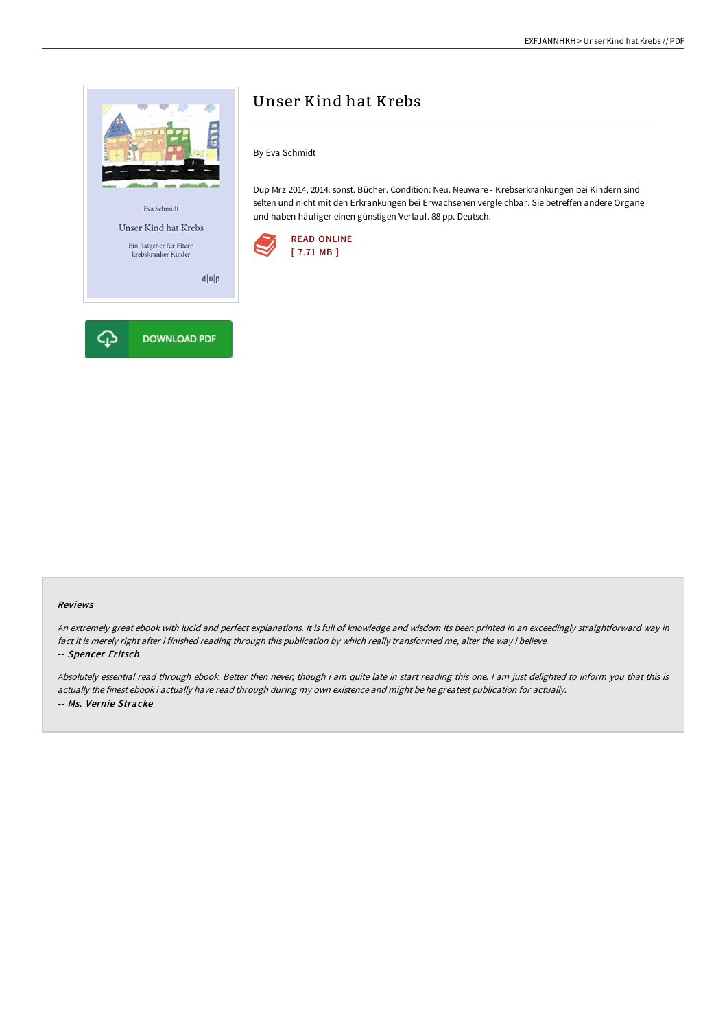# Unser Kind hat Krebs

By Eva Schmidt

Dup Mrz 2014, 2014. sonst. Bücher. Condition: Neu. Neuware - Krebserkrankungen bei Kindern sind selten und nicht mit den Erkrankungen bei Erwachsenen vergleichbar. Sie betreffen andere Organe und haben häufiger einen günstigen Verlauf. 88 pp. Deutsch.

READ ONLINE
[ 7.71 MB ]

DOWNLOAD PDF

### Reviews

*An extremely great ebook with lucid and perfect explanations. It is full of knowledge and wisdom Its been printed in an exceedingly straightforward way in fact it is merely right after i finished reading through this publication by which really transformed me, alter the way i believe.*

*-- Spencer Fritsch*

*Absolutely essential read through ebook. Better then never, though i am quite late in start reading this one. I am just delighted to inform you that this is actually the finest ebook i actually have read through during my own existence and might be he greatest publication for actually.*

*-- Ms. Vernie Stracke*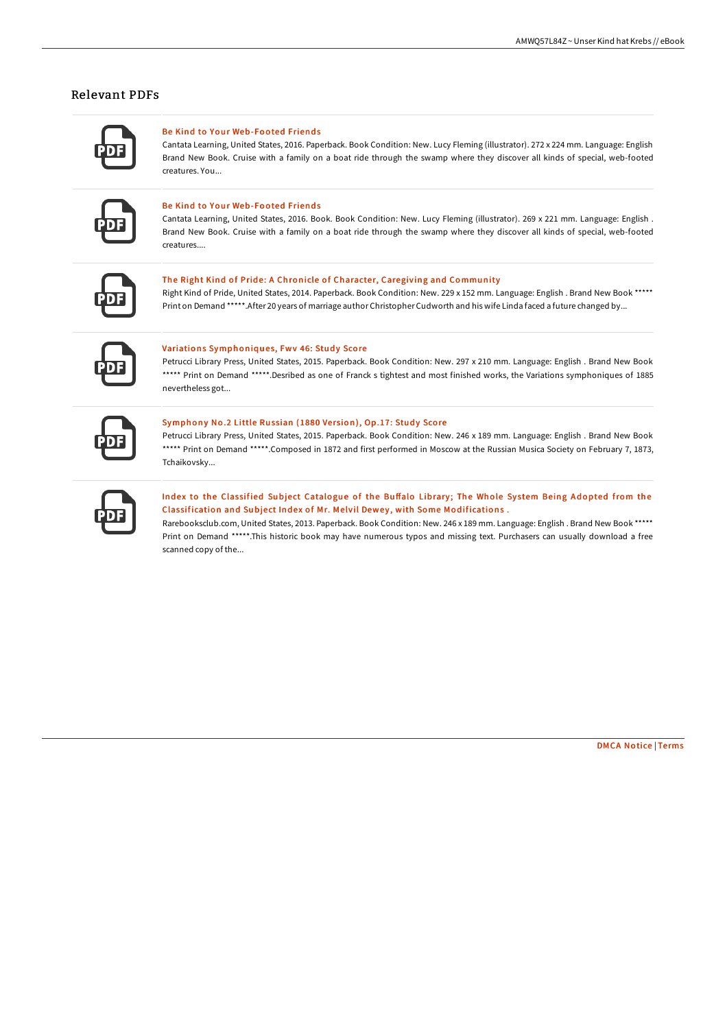## Relevant PDFs

### Be Kind to Your Web-Footed Friends

Cantata Learning, United States, 2016. Paperback. Book Condition: New. Lucy Fleming (illustrator). 272 x 224 mm. Language: English Brand New Book. Cruise with a family on a boat ride through the swamp where they discover all kinds of special, web-footed creatures. You...

### Be Kind to Your Web-Footed Friends

Cantata Learning, United States, 2016. Book. Book Condition: New. Lucy Fleming (illustrator). 269 x 221 mm. Language: English . Brand New Book. Cruise with a family on a boat ride through the swamp where they discover all kinds of special, web-footed creatures....

### The Right Kind of Pride: A Chronicle of Character, Caregiving and Community

Right Kind of Pride, United States, 2014. Paperback. Book Condition: New. 229 x 152 mm. Language: English . Brand New Book ***** Print on Demand *****.After 20 years of marriage author Christopher Cudworth and his wife Linda faced a future changed by...

### Variations Symphoniques, Fwv 46: Study Score

Petrucci Library Press, United States, 2015. Paperback. Book Condition: New. 297 x 210 mm. Language: English . Brand New Book ***** Print on Demand *****.Desribed as one of Franck s tightest and most finished works, the Variations symphoniques of 1885 nevertheless got...

### Symphony No.2 Little Russian (1880 Version), Op.17: Study Score

Petrucci Library Press, United States, 2015. Paperback. Book Condition: New. 246 x 189 mm. Language: English . Brand New Book ***** Print on Demand *****.Composed in 1872 and first performed in Moscow at the Russian Musica Society on February 7, 1873, Tchaikovsky...

### Index to the Classified Subject Catalogue of the Buffalo Library; The Whole System Being Adopted from the Classification and Subject Index of Mr. Melvil Dewey, with Some Modifications .

Rarebooksclub.com, United States, 2013. Paperback. Book Condition: New. 246 x 189 mm. Language: English . Brand New Book ***** Print on Demand *****.This historic book may have numerous typos and missing text. Purchasers can usually download a free scanned copy of the...

DMCA Notice | Terms